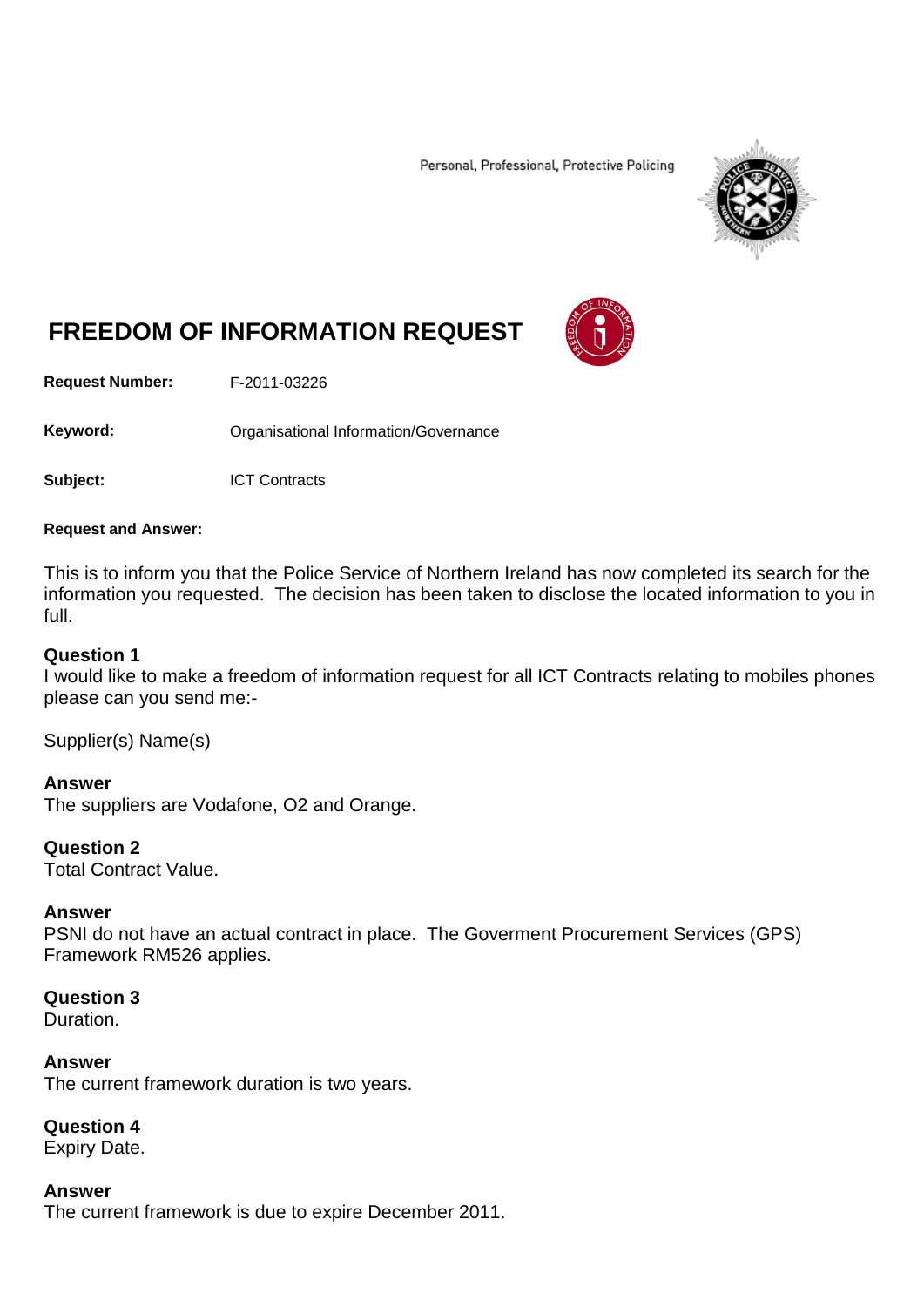Personal, Professional, Protective Policing

# FREEDOM OF INFORMATION REQUEST

**Request Number:** F-2011-03226

**Keyword:** Organisational Information/Governance

**Subject:** ICT Contracts

**Request and Answer:**

This is to inform you that the Police Service of Northern Ireland has now completed its search for the information you requested. The decision has been taken to disclose the located information to you in full.

**Question 1**
I would like to make a freedom of information request for all ICT Contracts relating to mobiles phones please can you send me:-

Supplier(s) Name(s)

**Answer**
The suppliers are Vodafone, O2 and Orange.

**Question 2**
Total Contract Value.

**Answer**
PSNI do not have an actual contract in place. The Goverment Procurement Services (GPS) Framework RM526 applies.

**Question 3**
Duration.

**Answer**
The current framework duration is two years.

**Question 4**
Expiry Date.

**Answer**
The current framework is due to expire December 2011.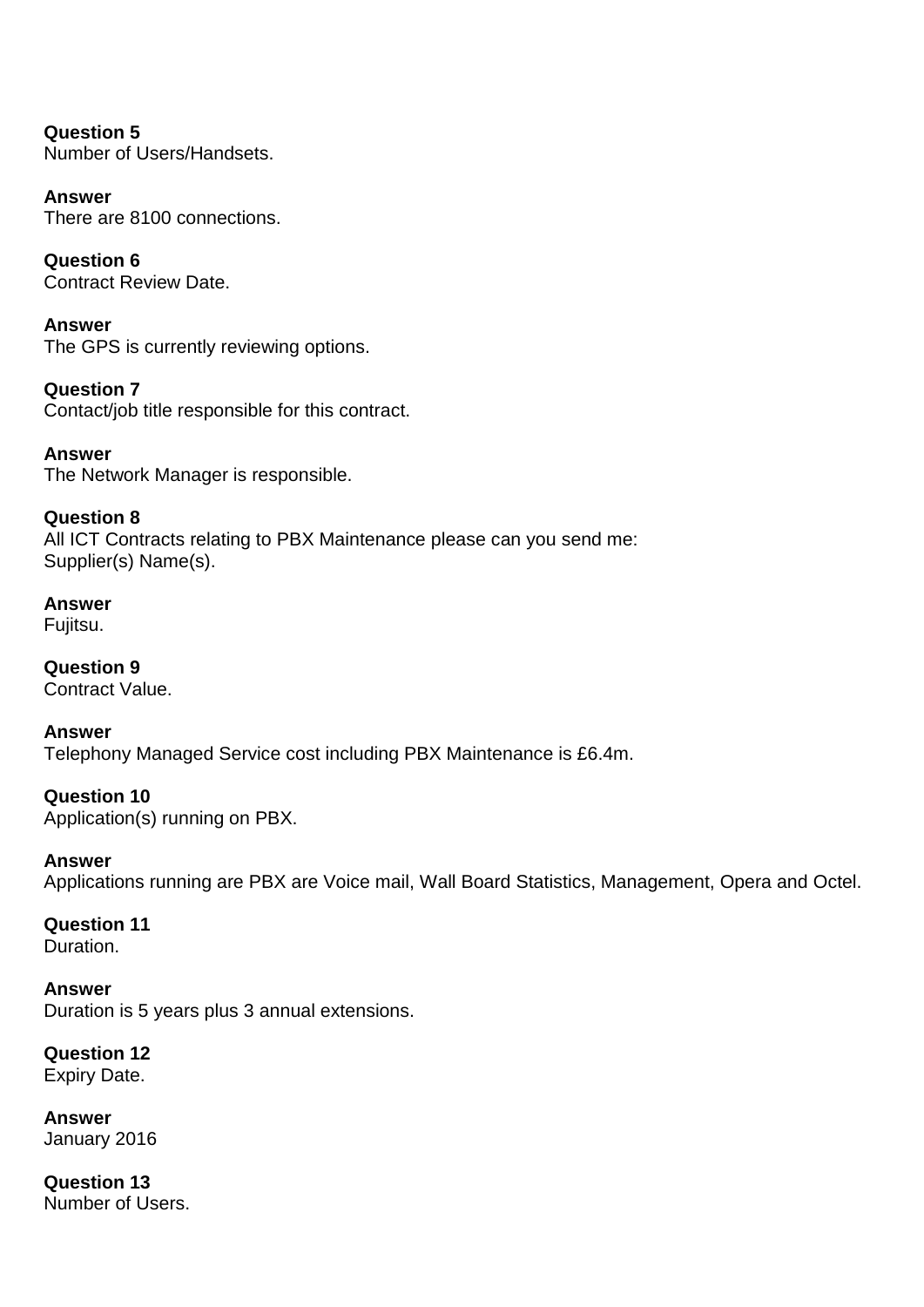**Question 5**
Number of Users/Handsets.

**Answer**
There are 8100 connections.

**Question 6**
Contract Review Date.

**Answer**
The GPS is currently reviewing options.

**Question 7**
Contact/job title responsible for this contract.

**Answer**
The Network Manager is responsible.

**Question 8**
All ICT Contracts relating to PBX Maintenance please can you send me:
Supplier(s) Name(s).

**Answer**
Fujitsu.

**Question 9**
Contract Value.

**Answer**
Telephony Managed Service cost including PBX Maintenance is £6.4m.

**Question 10**
Application(s) running on PBX.

**Answer**
Applications running are PBX are Voice mail, Wall Board Statistics, Management, Opera and Octel.

**Question 11**
Duration.

**Answer**
Duration is 5 years plus 3 annual extensions.

**Question 12**
Expiry Date.

**Answer**
January 2016

**Question 13**
Number of Users.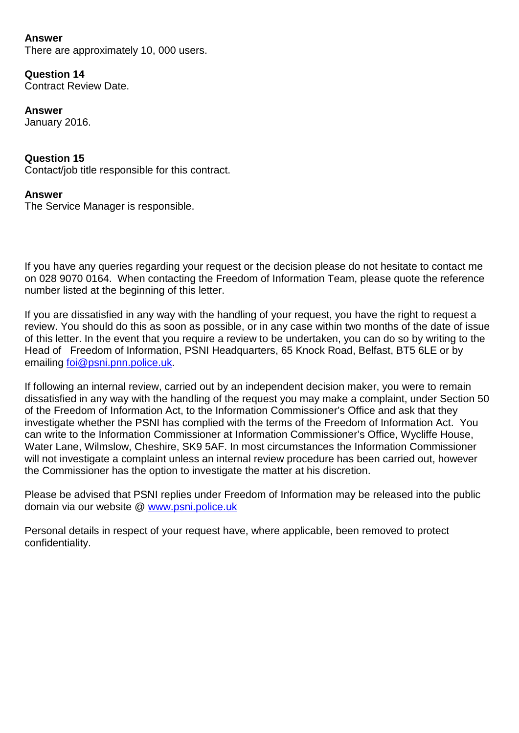**Answer**
There are approximately 10, 000 users.

**Question 14**
Contract Review Date.

**Answer**
January 2016.

**Question 15**
Contact/job title responsible for this contract.

**Answer**
The Service Manager is responsible.

If you have any queries regarding your request or the decision please do not hesitate to contact me on 028 9070 0164. When contacting the Freedom of Information Team, please quote the reference number listed at the beginning of this letter.

If you are dissatisfied in any way with the handling of your request, you have the right to request a review. You should do this as soon as possible, or in any case within two months of the date of issue of this letter. In the event that you require a review to be undertaken, you can do so by writing to the Head of Freedom of Information, PSNI Headquarters, 65 Knock Road, Belfast, BT5 6LE or by emailing [foi@psni.pnn.police.uk](mailto:foi@psni.pnn.police.uk).

If following an internal review, carried out by an independent decision maker, you were to remain dissatisfied in any way with the handling of the request you may make a complaint, under Section 50 of the Freedom of Information Act, to the Information Commissioner's Office and ask that they investigate whether the PSNI has complied with the terms of the Freedom of Information Act. You can write to the Information Commissioner at Information Commissioner's Office, Wycliffe House, Water Lane, Wilmslow, Cheshire, SK9 5AF. In most circumstances the Information Commissioner will not investigate a complaint unless an internal review procedure has been carried out, however the Commissioner has the option to investigate the matter at his discretion.

Please be advised that PSNI replies under Freedom of Information may be released into the public domain via our website @ [www.psni.police.uk](http://www.psni.police.uk)

Personal details in respect of your request have, where applicable, been removed to protect confidentiality.